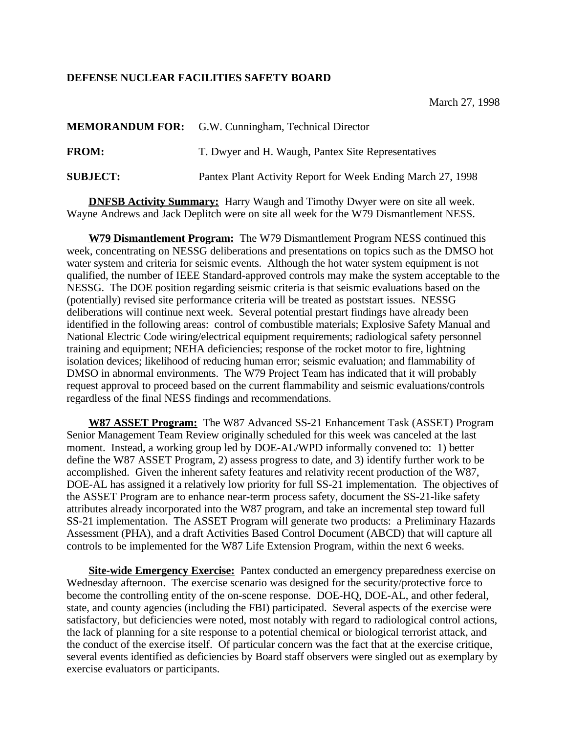**DEFENSE NUCLEAR FACILITIES SAFETY BOARD**

March 27, 1998

**MEMORANDUM FOR:** G.W. Cunningham, Technical Director

**FROM:** T. Dwyer and H. Waugh, Pantex Site Representatives

**SUBJECT:** Pantex Plant Activity Report for Week Ending March 27, 1998

**DNFSB Activity Summary:** Harry Waugh and Timothy Dwyer were on site all week. Wayne Andrews and Jack Deplitch were on site all week for the W79 Dismantlement NESS.

**W79 Dismantlement Program:** The W79 Dismantlement Program NESS continued this week, concentrating on NESSG deliberations and presentations on topics such as the DMSO hot water system and criteria for seismic events. Although the hot water system equipment is not qualified, the number of IEEE Standard-approved controls may make the system acceptable to the NESSG. The DOE position regarding seismic criteria is that seismic evaluations based on the (potentially) revised site performance criteria will be treated as poststart issues. NESSG deliberations will continue next week. Several potential prestart findings have already been identified in the following areas: control of combustible materials; Explosive Safety Manual and National Electric Code wiring/electrical equipment requirements; radiological safety personnel training and equipment; NEHA deficiencies; response of the rocket motor to fire, lightning isolation devices; likelihood of reducing human error; seismic evaluation; and flammability of DMSO in abnormal environments. The W79 Project Team has indicated that it will probably request approval to proceed based on the current flammability and seismic evaluations/controls regardless of the final NESS findings and recommendations.

**W87 ASSET Program:** The W87 Advanced SS-21 Enhancement Task (ASSET) Program Senior Management Team Review originally scheduled for this week was canceled at the last moment. Instead, a working group led by DOE-AL/WPD informally convened to: 1) better define the W87 ASSET Program, 2) assess progress to date, and 3) identify further work to be accomplished. Given the inherent safety features and relativity recent production of the W87, DOE-AL has assigned it a relatively low priority for full SS-21 implementation. The objectives of the ASSET Program are to enhance near-term process safety, document the SS-21-like safety attributes already incorporated into the W87 program, and take an incremental step toward full SS-21 implementation. The ASSET Program will generate two products: a Preliminary Hazards Assessment (PHA), and a draft Activities Based Control Document (ABCD) that will capture all controls to be implemented for the W87 Life Extension Program, within the next 6 weeks.

**Site-wide Emergency Exercise:** Pantex conducted an emergency preparedness exercise on Wednesday afternoon. The exercise scenario was designed for the security/protective force to become the controlling entity of the on-scene response. DOE-HQ, DOE-AL, and other federal, state, and county agencies (including the FBI) participated. Several aspects of the exercise were satisfactory, but deficiencies were noted, most notably with regard to radiological control actions, the lack of planning for a site response to a potential chemical or biological terrorist attack, and the conduct of the exercise itself. Of particular concern was the fact that at the exercise critique, several events identified as deficiencies by Board staff observers were singled out as exemplary by exercise evaluators or participants.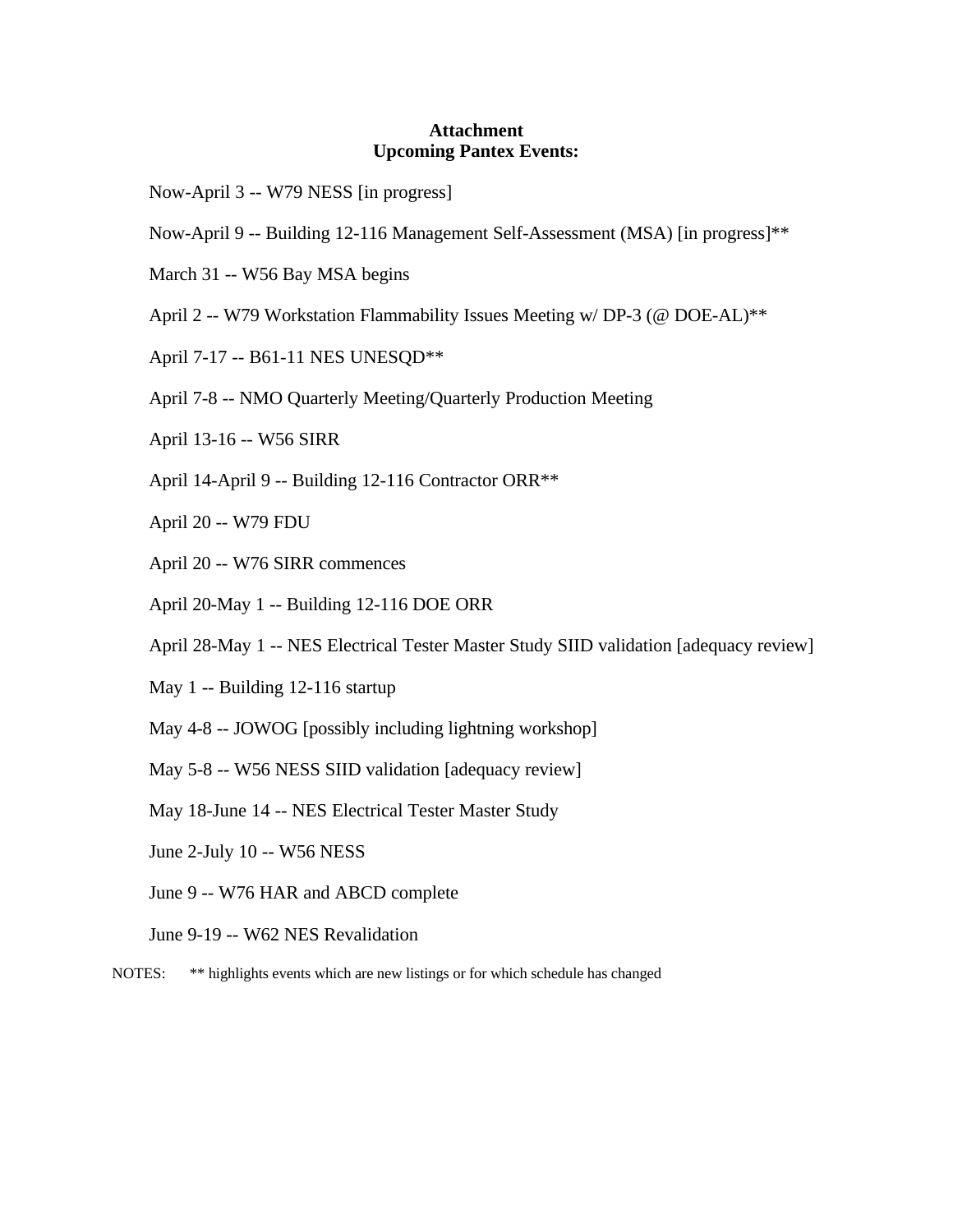**Attachment**
**Upcoming Pantex Events:**

Now-April 3 -- W79 NESS [in progress]

Now-April 9 -- Building 12-116 Management Self-Assessment (MSA) [in progress]**

March 31 -- W56 Bay MSA begins

April 2 -- W79 Workstation Flammability Issues Meeting w/ DP-3 (@ DOE-AL)**

April 7-17 -- B61-11 NES UNESQD**

April 7-8 -- NMO Quarterly Meeting/Quarterly Production Meeting

April 13-16 -- W56 SIRR

April 14-April 9 -- Building 12-116 Contractor ORR**

April 20 -- W79 FDU

April 20 -- W76 SIRR commences

April 20-May 1 -- Building 12-116 DOE ORR

April 28-May 1 -- NES Electrical Tester Master Study SIID validation [adequacy review]

May 1 -- Building 12-116 startup

May 4-8 -- JOWOG [possibly including lightning workshop]

May 5-8 -- W56 NESS SIID validation [adequacy review]

May 18-June 14 -- NES Electrical Tester Master Study

June 2-July 10 -- W56 NESS

June 9 -- W76 HAR and ABCD complete

June 9-19 -- W62 NES Revalidation

NOTES: ** highlights events which are new listings or for which schedule has changed